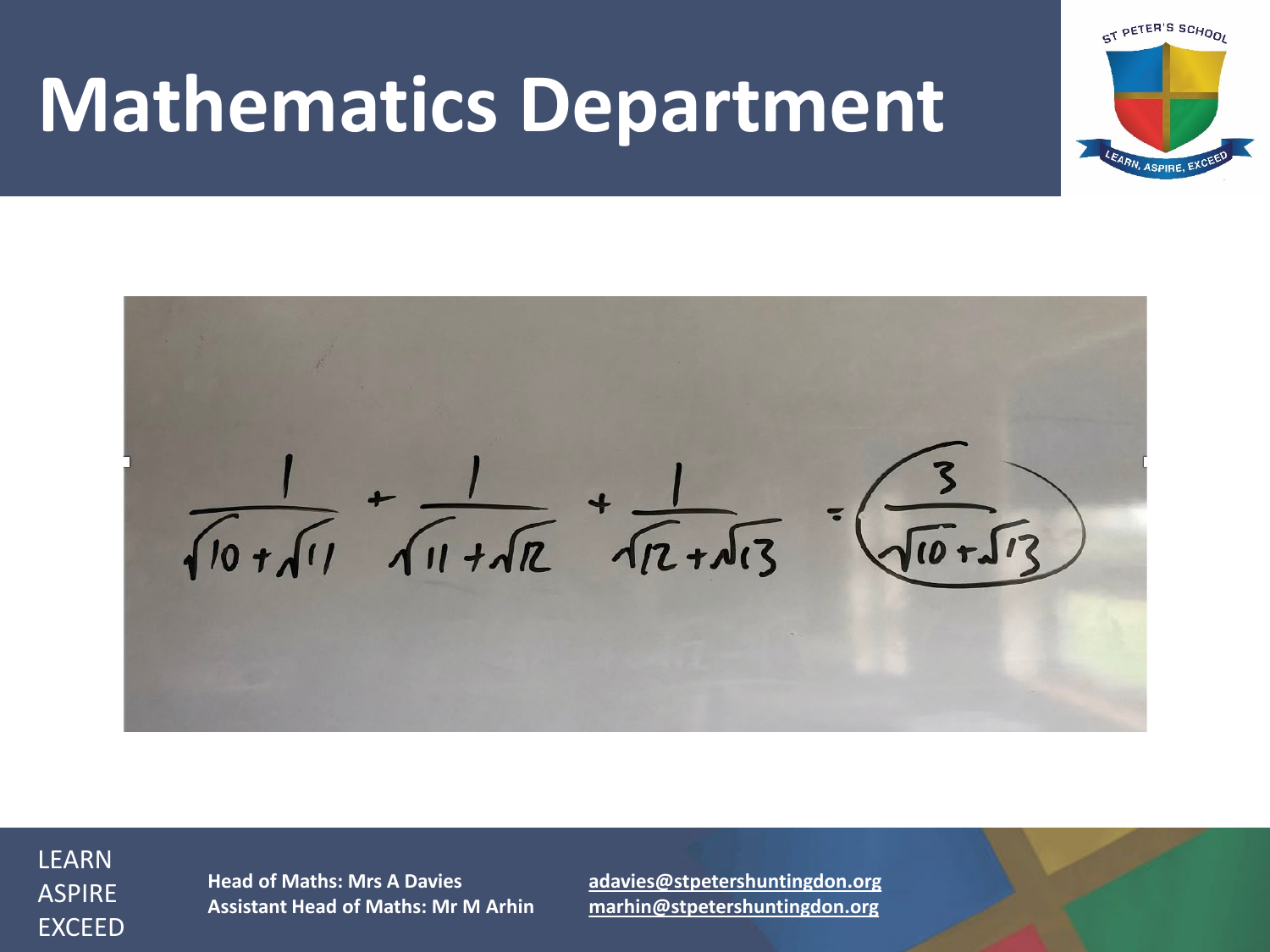# Mathematics Department

$$\frac{1}{\sqrt{10}+\sqrt{11}} + \frac{1}{\sqrt{11}+\sqrt{12}} + \frac{1}{\sqrt{12}+\sqrt{13}} = \frac{3}{\sqrt{10}+\sqrt{13}}$$

LEARN
ASPIRE
EXCEED

**Head of Maths: Mrs A Davies** — adavies@stpetershuntingdon.org

**Assistant Head of Maths: Mr M Arhin** — marhin@stpetershuntingdon.org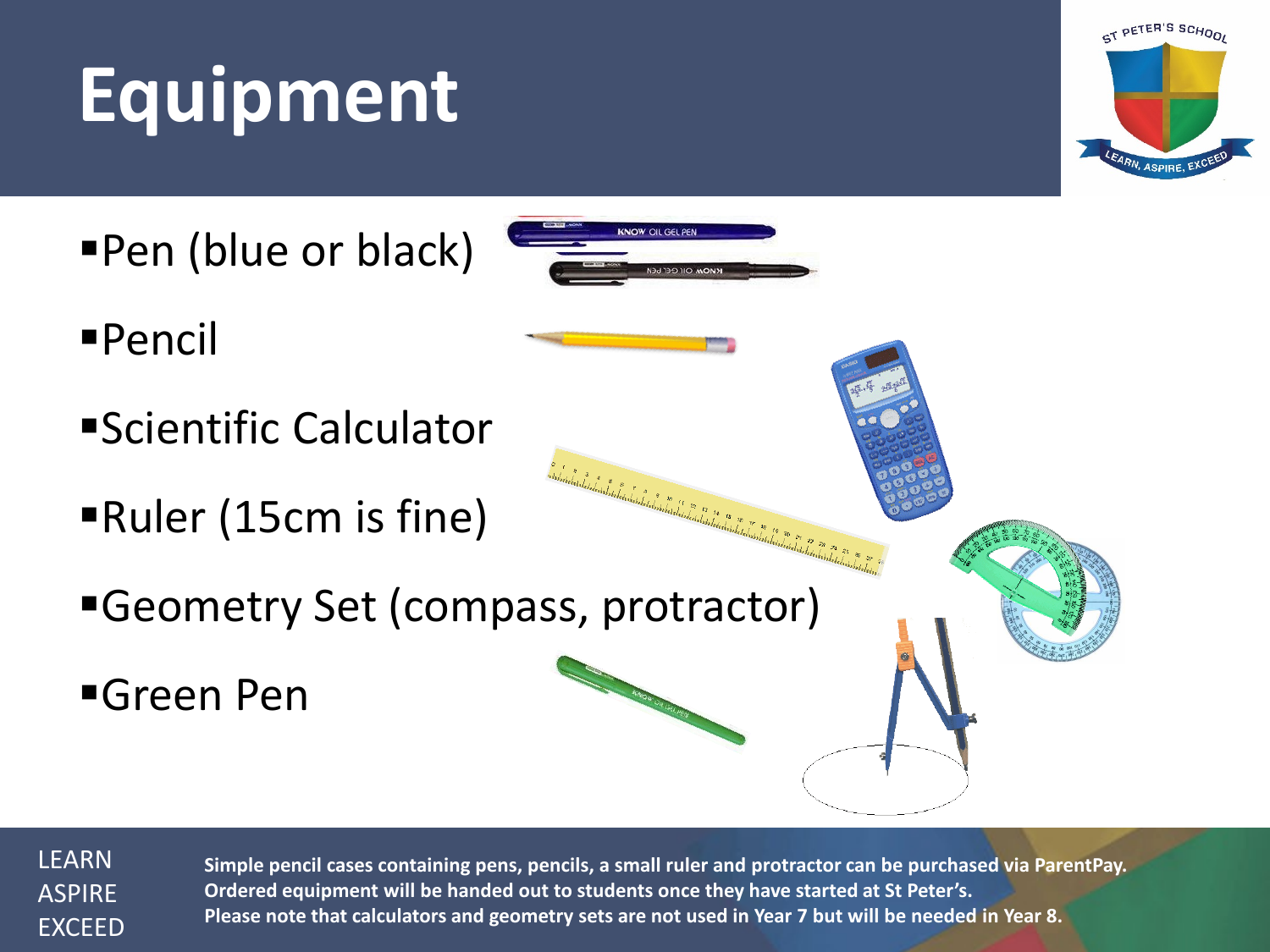# Equipment

- Pen (blue or black)
- Pencil
- Scientific Calculator
- Ruler (15cm is fine)
- Geometry Set (compass, protractor)
- Green Pen

**Simple pencil cases containing pens, pencils, a small ruler and protractor can be purchased via ParentPay.**
**Ordered equipment will be handed out to students once they have started at St Peter's.**
**Please note that calculators and geometry sets are not used in Year 7 but will be needed in Year 8.**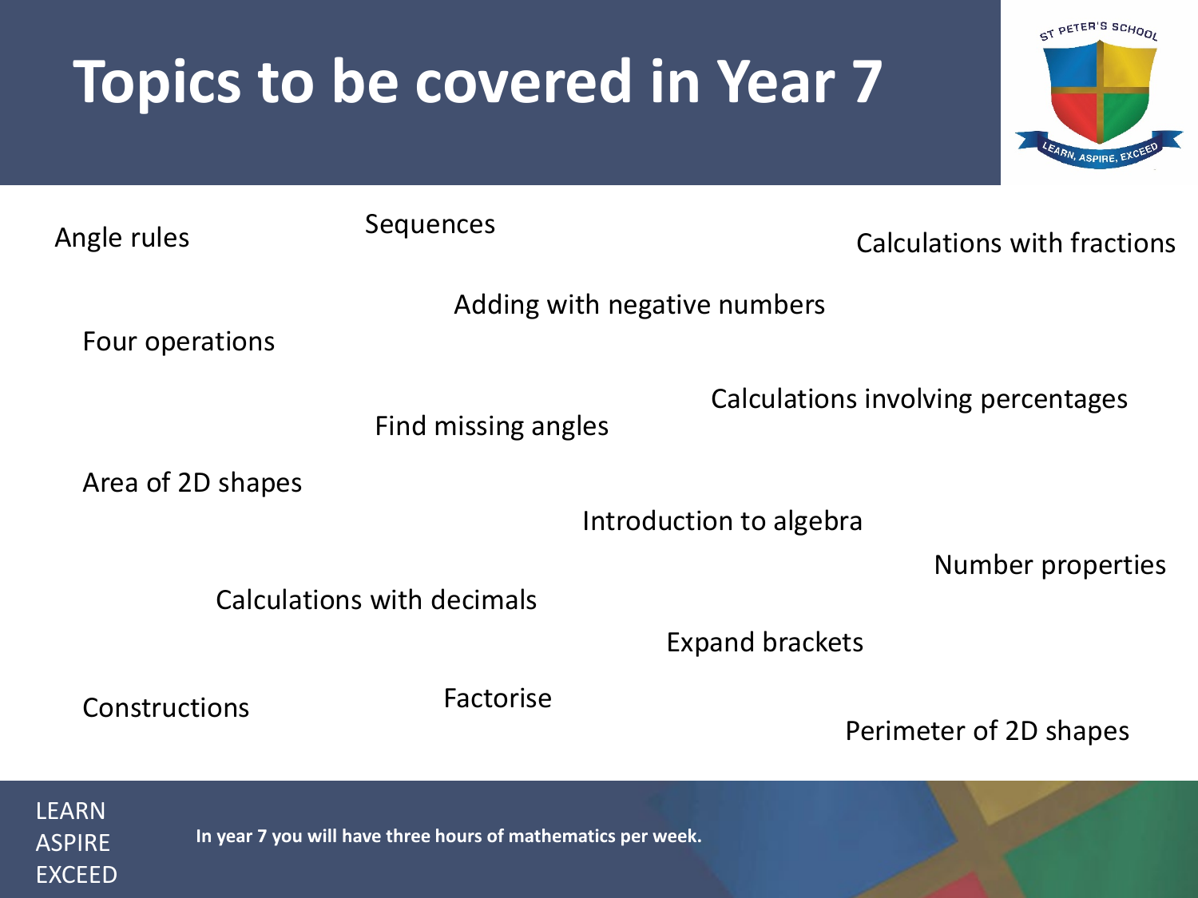# Topics to be covered in Year 7

Angle rules

Sequences

Calculations with fractions

Adding with negative numbers

Four operations

Calculations involving percentages

Find missing angles

Area of 2D shapes

Introduction to algebra

Number properties

Calculations with decimals

Expand brackets

Constructions

Factorise

Perimeter of 2D shapes

LEARN
ASPIRE
EXCEED

**In year 7 you will have three hours of mathematics per week.**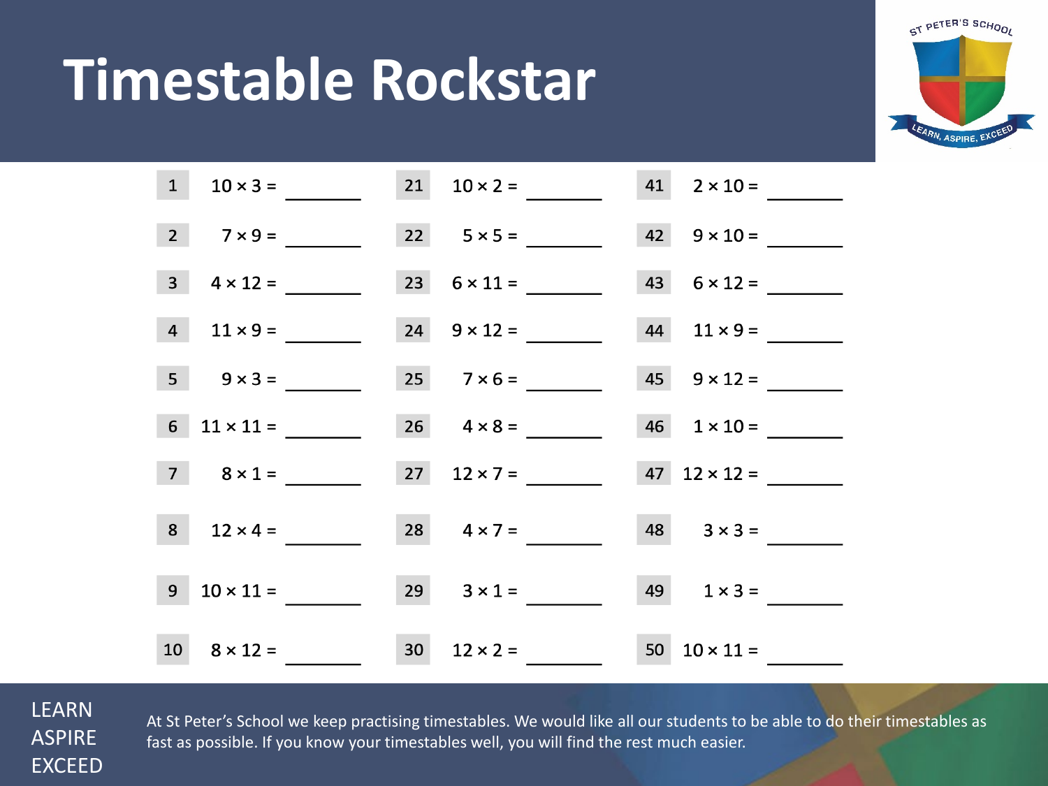# Timestable Rockstar

ST PETER'S SCHOOL

LEARN, ASPIRE, EXCEED

| | | | | | |
|---|---|---|---|---|---|
| 1 | 10 × 3 = ______ | 21 | 10 × 2 = ______ | 41 | 2 × 10 = ______ |
| 2 | 7 × 9 = ______ | 22 | 5 × 5 = ______ | 42 | 9 × 10 = ______ |
| 3 | 4 × 12 = ______ | 23 | 6 × 11 = ______ | 43 | 6 × 12 = ______ |
| 4 | 11 × 9 = ______ | 24 | 9 × 12 = ______ | 44 | 11 × 9 = ______ |
| 5 | 9 × 3 = ______ | 25 | 7 × 6 = ______ | 45 | 9 × 12 = ______ |
| 6 | 11 × 11 = ______ | 26 | 4 × 8 = ______ | 46 | 1 × 10 = ______ |
| 7 | 8 × 1 = ______ | 27 | 12 × 7 = ______ | 47 | 12 × 12 = ______ |
| 8 | 12 × 4 = ______ | 28 | 4 × 7 = ______ | 48 | 3 × 3 = ______ |
| 9 | 10 × 11 = ______ | 29 | 3 × 1 = ______ | 49 | 1 × 3 = ______ |
| 10 | 8 × 12 = ______ | 30 | 12 × 2 = ______ | 50 | 10 × 11 = ______ |

LEARN
ASPIRE
EXCEED

At St Peter's School we keep practising timestables. We would like all our students to be able to do their timestables as fast as possible. If you know your timestables well, you will find the rest much easier.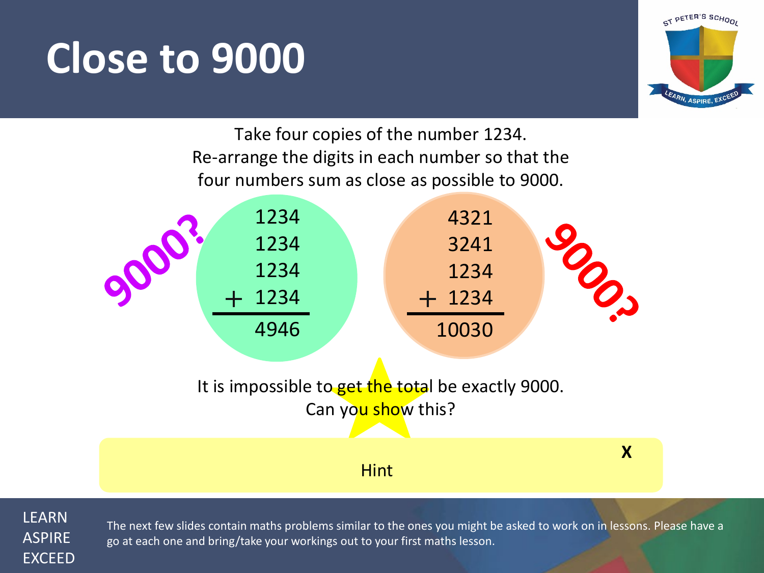# Close to 9000

Take four copies of the number 1234.
Re-arrange the digits in each number so that the four numbers sum as close as possible to 9000.

9000?

$$\begin{array}{r} 1234 \\ 1234 \\ 1234 \\ +\ 1234 \\ \hline 4946 \end{array}$$

$$\begin{array}{r} 4321 \\ 3241 \\ 1234 \\ +\ 1234 \\ \hline 10030 \end{array}$$

9000?

It is impossible to get the total be exactly 9000.
Can you show this?

Hint

X

LEARN
ASPIRE
EXCEED

The next few slides contain maths problems similar to the ones you might be asked to work on in lessons. Please have a go at each one and bring/take your workings out to your first maths lesson.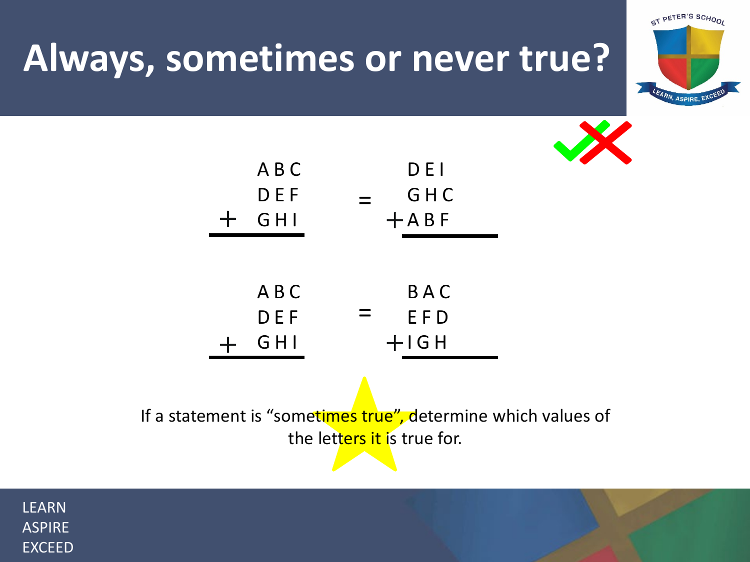# Always, sometimes or never true?

$$\begin{array}{r} ABC \\ DEF \\ +\ GHI \\ \hline \end{array} \quad = \quad \begin{array}{r} DEI \\ GHC \\ +\ ABF \\ \hline \end{array}$$

$$\begin{array}{r} ABC \\ DEF \\ +\ GHI \\ \hline \end{array} \quad = \quad \begin{array}{r} BAC \\ EFD \\ +\ IGH \\ \hline \end{array}$$

If a statement is "sometimes true", determine which values of the letters it is true for.

LEARN
ASPIRE
EXCEED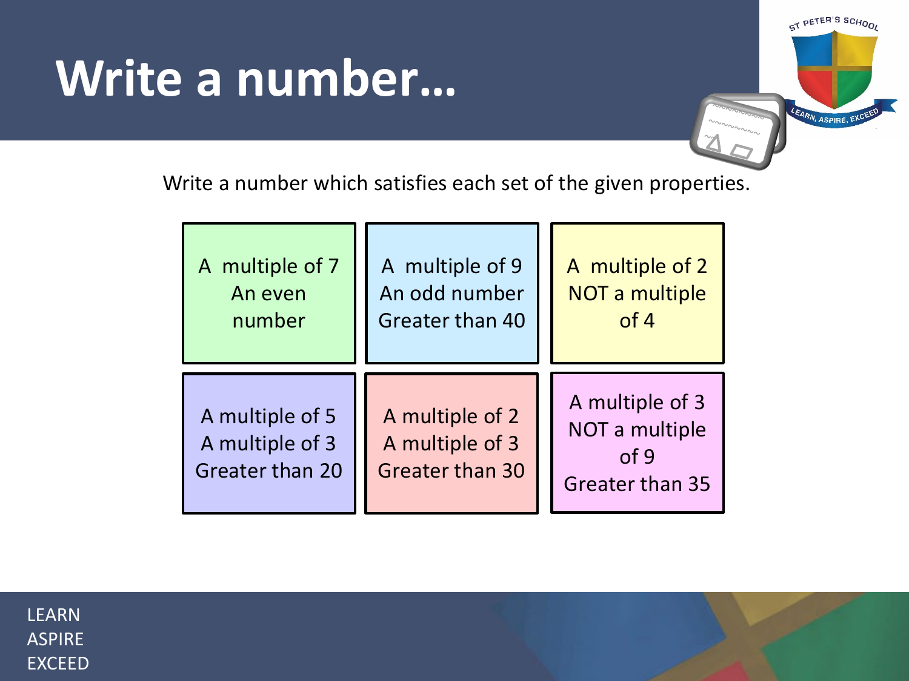# Write a number…

Write a number which satisfies each set of the given properties.

| | | |
|---|---|---|
| A multiple of 7<br>An even number | A multiple of 9<br>An odd number<br>Greater than 40 | A multiple of 2<br>NOT a multiple of 4 |
| A multiple of 5<br>A multiple of 3<br>Greater than 20 | A multiple of 2<br>A multiple of 3<br>Greater than 30 | A multiple of 3<br>NOT a multiple of 9<br>Greater than 35 |

LEARN
ASPIRE
EXCEED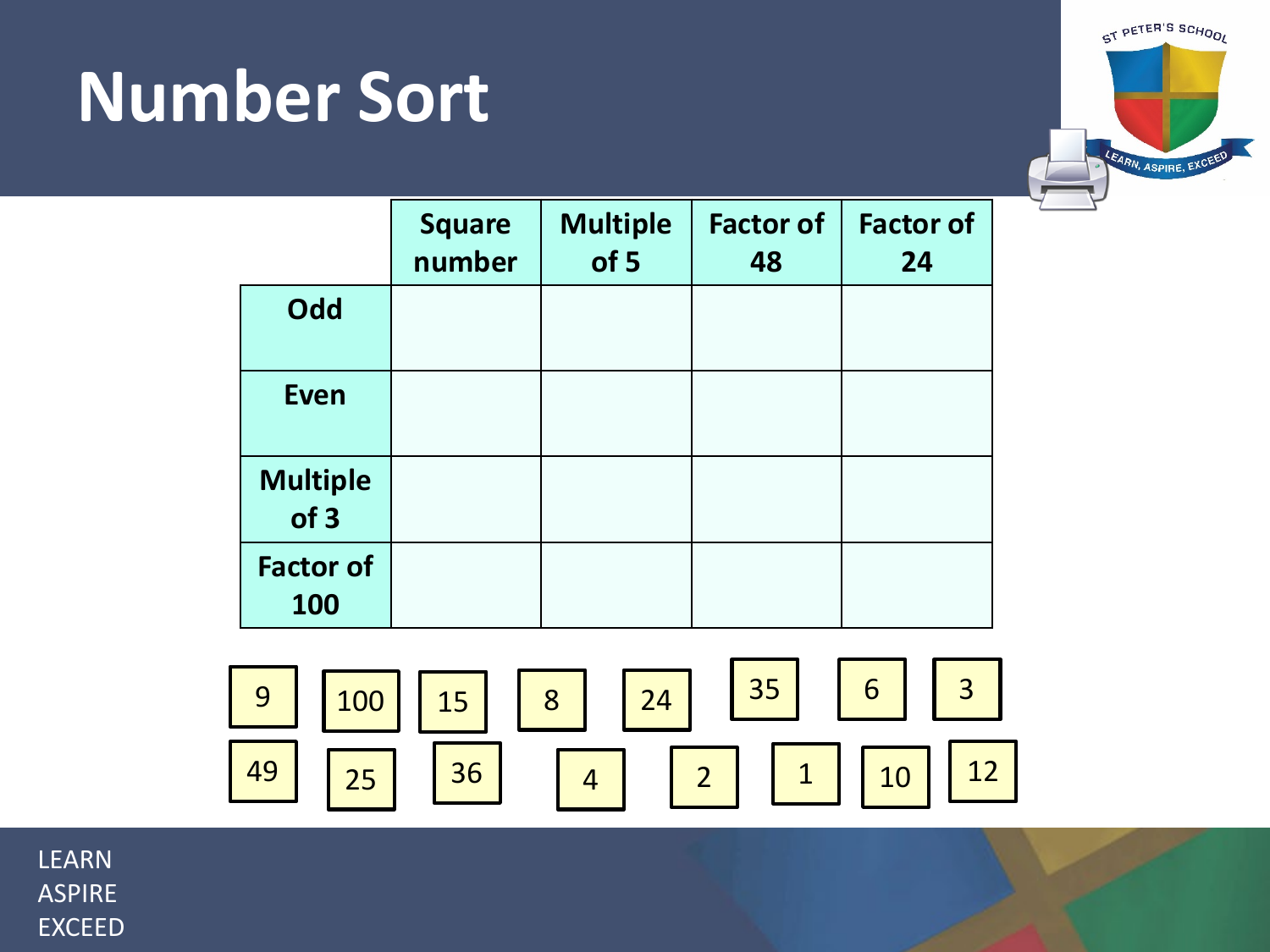# Number Sort

| | Square number | Multiple of 5 | Factor of 48 | Factor of 24 |
|---|---|---|---|---|
| Odd | | | | |
| Even | | | | |
| Multiple of 3 | | | | |
| Factor of 100 | | | | |

9 100 15 8 24 35 6 3

49 25 36 4 2 1 10 12

LEARN
ASPIRE
EXCEED